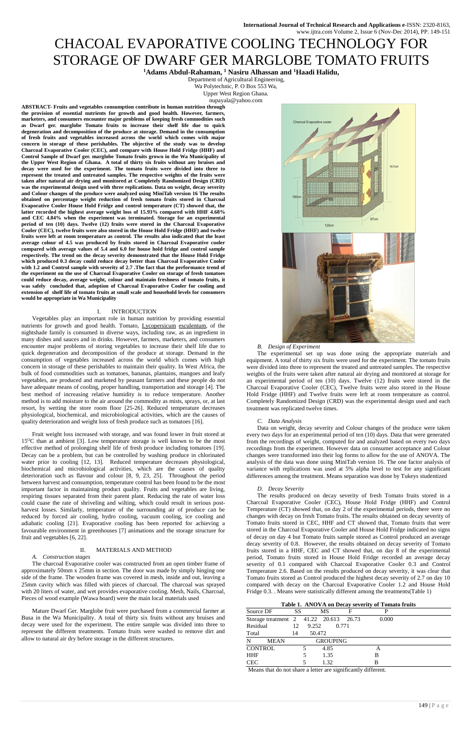# CHACOAL EVAPORATIVE COOLING TECHNOLOGY FOR STORAGE OF DWARF GER MARGLOBE TOMATO FRUITS

**[1]Adams Abdul-Rahaman, [1] Nasiru Alhassan and [1]Haadi Halidu,**

Department of Agricultural Engineering,
Wa Polytechnic, P. O Box 553 Wa,
Upper West Region Ghana.
nupayala@yahoo.com

**ABSTRACT- Fruits and vegetables consumption contribute in human nutrition through the provision of essential nutrients for growth and good health. However, farmers, marketers, and consumers encounter major problems of keeping fresh commodities such as Dwarf ger. marglobe Tomato fruits to increase their shelf life due to quick degeneration and decomposition of the produce at storage. Demand in the consumption of fresh fruits and vegetables increased across the world which comes with major concern in storage of these perishables. The objective of the study was to develop Charcoal Evaporative Cooler (CEC), and compare with House Hold Fridge (HHF) and Control Sample of Dwarf ger. marglobe Tomato fruits grown in the Wa Municipality of the Upper West Region of Ghana. A total of thirty six fruits without any bruises and decay were used for the experiment. The tomato fruits were divided into three to represent the treated and untreated samples. The respective weights of the fruits were taken after natural air drying and monitored at Completely Randomized Design (CRD) was the experimental design used with three replications. Data on weight, decay severity and Colour changes of the produce were analyzed using MiniTab version 16 The results obtained on percentage weight reduction of fresh tomato fruits stored in Charcoal Evaporative Cooler House Hold Fridge and control temperature (CT) showed that, the latter recorded the highest average weight loss of 15.93% compared with HHF 4.68% and CEC 4.84% when the experiment was terminated. Storage for an experimental period of ten (10) days. Twelve (12) fruits were stored in the Charcoal Evaporative Cooler (CEC), twelve fruits were also stored in the House Hold Fridge (HHF) and twelve fruits were left at room temperature as control. The results also indicated that the least average colour of 4.5 was produced by fruits stored in Charcoal Evaporative cooler compared with average values of 5.4 and 6.0 for house hold fridge and control sample respectively. The trend on the decay severity demonstrated that the House Hold Fridge which produced 0.3 decay could reduce decay better than Charcoal Evaporative Cooler with 1.2 and Control sample with severity of 2.7 .The fact that the performance trend of the experiment on the use of Charcoal Evaporative Cooler on storage of fresh tomatoes could reduce decay, average weight, colour and maintain freshness of tomato fruits, it was safely concluded that, adoption of Charcoal Evaporative Cooler for cooling and extension of shelf life of tomato fruits at small scale and household levels for consumers would be appropriate in Wa Municipality**

## I. INTRODUCTION

Vegetables play an important role in human nutrition by providing essential nutrients for growth and good health. Tomato, Lycopersicum esculentum, of the nightshade family is consumed in diverse ways, including raw, as an ingredient in many dishes and sauces and in drinks. However, farmers, marketers, and consumers encounter major problems of storing vegetables to increase their shelf life due to quick degeneration and decomposition of the produce at storage. Demand in the consumption of vegetables increased across the world which comes with high concern in storage of these perishables to maintain their quality. In West Africa, the bulk of food commodities such as tomatoes, bananas, plantains, mangoes and leafy vegetables, are produced and marketed by peasant farmers and these people do not have adequate means of cooling, proper handling, transportation and storage [4]. The best method of increasing relative humidity is to reduce temperature. Another method is to add moisture to the air around the commodity as mists, sprays, or, at last resort, by wetting the store room floor [25-26]. Reduced temperature decreases physiological, biochemical, and microbiological activities, which are the causes of quality deterioration and weight loss of fresh produce such as tomatoes [16].

Fruit weight loss increased with storage, and was found lower in fruit stored at 15°C than at ambient [3]. Low temperature storage is well known to be the most effective method of prolonging shelf life of fresh produce including tomatoes [19]. Decay can be a problem, but can be controlled by washing produce in chlorinated water prior to cooling [12, 13]. Reduced temperature decreases physiological, biochemical and microbiological activities, which are the causes of quality deterioration such as flavour and colour [8, 9, 23, 25]. Throughout the period between harvest and consumption, temperature control has been found to be the most important factor in maintaining product quality. Fruits and vegetables are living, respiring tissues separated from their parent plant. Reducing the rate of water loss could cuase the rate of shriveling and wilting, which could result in serious post-harvest losses. Similarly, temperature of the surrounding air of produce can be reduced by forced air cooling, hydro cooling, vacuum cooling, ice cooling and adiabatic cooling [21]. Evaporative cooling has been reported for achieving a favourable environment in greenhouses [7] animations and the storage structure for fruit and vegetables [6, 22].

## II. MATERIALS AND METHOD

### A. Construction stages

The charcoal Evaporative cooler was constructed from an open timber frame of approximately 50mm x 25mm in section. The door was made by simply hinging one side of the frame. The wooden frame was covered in mesh, inside and out, leaving a 25mm cavity which was filled with pieces of charcoal. The charcoal was sprayed with 20 liters of water, and wet provides evaporative cooling. Mesh, Nails, Charcoal, Pieces of wood example (Wawa board) were the main local materials used

Mature Dwarf Ger. Marglobe fruit were purchased from a commercial farmer at Busa in the Wa Municipality. A total of thirty six fruits without any bruises and decay were used for the experiment. The entire sample was divided into three to represent the different treatments. Tomato fruits were washed to remove dirt and allow to natural air dry before storage in the different structures.

### B. Design of Experiment

The experimental set up was done using the appropriate materials and equipment. A total of thirty six fruits were used for the experiment. The tomato fruits were divided into three to represent the treated and untreated samples. The respective weights of the fruits were taken after natural air drying and monitored at storage for an experimental period of ten (10) days. Twelve (12) fruits were stored in the Charcoal Evaporative Cooler (CEC), Twelve fruits were also stored in the House Hold Fridge (HHF) and Twelve fruits were left at room temperature as control. Completely Randomized Design (CRD) was the experimental design used and each treatment was replicated twelve times.

### C. Data Analysis

Data on weight, decay severity and Colour changes of the produce were taken every two days for an experimental period of ten (10) days. Data that were generated from the recordings of weight, computed for and analyzed based on every two days recordings from the experiment. However data on consumer acceptance and Colour changes were transformed into their log forms to allow for the use of ANOVA. The analysis of the data was done using MiniTab version 16. The one factor analysis of variance with replications was used at 5% alpha level to test for any significant differences among the treatment. Means separation was done by Tukeys studentized

### D. Decay Severity

The results produced on decay severity of fresh Tomato fruits stored in a Charcoal Evaporative Cooler (CEC), House Hold Fridge (HHF) and Control Temperature (CT) showed that, on day 2 of the experimental periods, there were no changes with decay on fresh Tomato fruits. The results obtained on decay severity of Tomato fruits stored in CEC, HHF and CT showed that, Tomato fruits that were stored in the Charcoal Evaporative Cooler and House Hold Fridge indicated no signs of decay on day 4 but Tomato fruits sample stored as Control produced an average decay severity of 0.8. However, the results obtained on decay severity of Tomato fruits stored in a HHF, CEC and CT showed that, on day 8 of the experimental period, Tomato fruits stored in House Hold Fridge recorded an average decay severity of 0.1 compared with Charcoal Evaporative Cooler 0.3 and Control Temperature 2.6. Based on the results produced on decay severity, it was clear that Tomato fruits stored as Control produced the highest decay severity of 2.7 on day 10 compared with decay on the Charcoal Evaporative Cooler 1.2 and House Hold Fridge 0.3. . Means were statistically different among the treatments(Table 1)

**Table 1. ANOVA on Decay severity of Tomato fruits**

| Source DF | SS | MS | F | P |
|---|---|---|---|---|
| Storage treatment 2 | 41.22 | 20.613 | 26.73 | 0.000 |
| Residual 12 | 9.252 | 0.771 | | |
| Total 14 | 50.472 | | | |

| N | MEAN | GROUPING |
|---|---|---|
| CONTROL | 5 | 4.85 | A |
| HHF | 5 | 1.35 | B |
| CEC | 5 | 1.32 | B |

Means that do not share a letter are significantly different.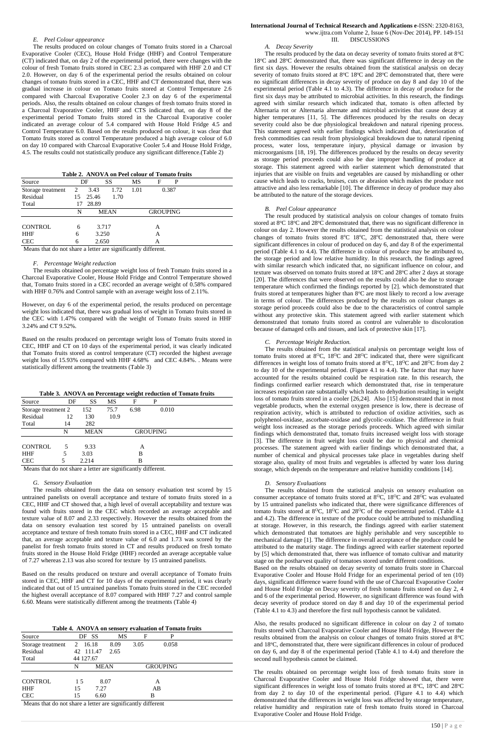### *E. Peel Colour appearance*

The results produced on colour changes of Tomato fruits stored in a Charcoal Evaporative Cooler (CEC), House Hold Fridge (HHF) and Control Temperature (CT) indicated that, on day 2 of the experimental period, there were changes with the colour of fresh Tomato fruits stored in CEC 2.3 as compared with HHF 2.0 and CT 2.0. However, on day 6 of the experimental period the results obtained on colour changes of tomato fruits stored in a CEC, HHF and CT demonstrated that, there was gradual increase in colour on Tomato fruits stored at Control Temperature 2.6 compared with Charcoal Evaporative Cooler 2.3 on day 6 of the experimental periods. Also, the results obtained on colour changes of fresh tomato fruits stored in a Charcoal Evaporative Cooler, HHF and CTS indicated that, on day 8 of the experimental period Tomato fruits stored in the Charcoal Evaporative cooler indicated an average colour of 5.4 compared with House Hold Fridge 4.5 and Control Temperature 6.0. Based on the results produced on colour, it was clear that Tomato fruits stored as control Temperature produced a high average colour of 6.0 on day 10 compared with Charcoal Evaporative Cooler 5.4 and House Hold Fridge, 4.5. The results could not statistically produce any significant difference.(Table 2)

**Table 2. ANOVA on Peel colour of Tomato fruits**

| Source | DF | SS | MS | F | P |
|---|---|---|---|---|---|
| Storage treatment | 2 | 3.43 | 1.72 | 1.01 | 0.387 |
| Residual | 15 | 25.46 | 1.70 | | |
| Total | 17 | 28.89 | | | |
| | N | MEAN | | GROUPING | |
| CONTROL | 6 | 3.717 | | A | |
| HHF | 6 | 3.250 | | A | |
| CEC | 6 | 2.650 | | A | |

Means that do not share a letter are significantly different.

### *F. Percentage Weight reduction*

The results obtained on percentage weight loss of fresh Tomato fruits stored in a Charcoal Evaporative Cooler, House Hold Fridge and Control Temperature showed that, Tomato fruits stored in a CEC recorded an average weight of 0.58% compared with HHF 0.76% and Control sample with an average weight loss of 2.11%.

However, on day 6 of the experimental period, the results produced on percentage weight loss indicated that, there was gradual loss of weight in Tomato fruits stored in the CEC with 1.47% compared with the weight of Tomato fruits stored in HHF 3.24% and CT 9.52%.

Based on the results produced on percentage weight loss of Tomato fruits stored in CEC, HHF and CT on 10 days of the experimental period, it was clearly indicated that Tomato fruits stored as control temperature (CT) recorded the highest average weight loss of 15.93% compared with HHF 4.68% and CEC 4.84%. . Means were statistically different among the treatments (Table 3)

**Table 3. ANOVA on Percentage weight reduction of Tomato fruits**

| Source | DF | SS | MS | F | P |
|---|---|---|---|---|---|
| Storage treatment | 2 | 152 | 75.7 | 6.98 | 0.010 |
| Residual | 12 | 130 | 10.9 | | |
| Total | 14 | 282 | | | |
| | N | MEAN | | GROUPING | |
| CONTROL | 5 | 9.33 | | A | |
| HHF | 5 | 3.03 | | B | |
| CEC | 5 | 2.214 | | B | |

Means that do not share a letter are significantly different.

### *G. Sensory Evaluation*

The results obtained from the data on sensory evaluation test scored by 15 untrained panelists on overall acceptance and texture of tomato fruits stored in a CEC, HHF and CT showed that, a high level of overall acceptability and texture was found with fruits stored in the CEC which recorded an average acceptable and texture value of 8.07 and 2.33 respectively. However the results obtained from the data on sensory evaluation test scored by 15 untrained panelists on overall acceptance and texture of fresh tomato fruits stored in a CEC, HHF and CT indicated that, an average acceptable and texture value of 6.0 and 1.73 was scored by the panelist for fresh tomato fruits stored in CT and results produced on fresh tomato fruits stored in the House Hold Fridge (HHF) recorded an average acceptable value of 7.27 whereas 2.13 was also scored for texture by 15 untrained panelists.

Based on the results produced on texture and overall acceptance of Tomato fruits stored in CEC, HHF and CT for 10 days of the experimental period, it was clearly indicated that out of 15 untrained panelists Tomato fruits stored in the CEC recorded the highest overall acceptance of 8.07 compared with HHF 7.27 and control sample 6.60. Means were statistically different among the treatments (Table 4)

**Table 4. ANOVA on sensory evaluation of Tomato fruits**

| Source | DF | SS | MS | F | P |
|---|---|---|---|---|---|
| Storage treatment | 2 | 16.18 | 8.09 | 3.05 | 0.058 |
| Residual | 42 | 111.47 | 2.65 | | |
| Total | 44 | 127.67 | | | |
| | N | MEAN | | GROUPING | |
| CONTROL | 15 | 8.07 | | A | |
| HHF | 15 | 7.27 | | AB | |
| CEC | 15 | 6.60 | | B | |

Means that do not share a letter are significantly different

## III. DISCUSSIONS

### *A. Decay Severity*

The results produced by the data on decay severity of tomato fruits stored at 8°C 18°C and 28°C demonstrated that, there was significant difference in decay on the first six days. However the results obtained from the statistical analysis on decay severity of tomato fruits stored at 8°C 18°C and 28°C demonstrated that, there were no significant differences in decay severity of produce on day 8 and day 10 of the experimental period (Table 4.1 to 4.3). The difference in decay of produce for the first six days may be attributed to microbial activities. In this research, the findings agreed with similar research which indicated that, tomato is often affected by Alternaria rot or Alternaria alternate and microbial activities that cause decay at higher temperatures [11, 5]. The differences produced by the results on decay severity could also be due physiological breakdown and natural ripening process. This statement agreed with earlier findings which indicated that, deterioration of fresh commodities can result from physiological breakdown due to natural ripening process, water loss, temperature injury, physical damage or invasion by microorganisms [18, 19]. The differences produced by the results on decay severity as storage period proceeds could also be due improper handling of produce at storage. This statement agreed with earlier statement which demonstrated that injuries that are visible on fruits and vegetables are caused by mishandling or other cause which leads to cracks, bruises, cuts or abrasion which makes the produce not attractive and also less remarkable [10]. The difference in decay of produce may also be attributed to the nature of the storage devices.

### *B. Peel Colour appearance*

The result produced by statistical analysis on colour changes of tomato fruits stored at 8°C 18°C and 28°C demonstrated that, there was no significant difference in colour on day 2. However the results obtained from the statistical analysis on colour changes of tomato fruits stored 8°C 18°C, 28°C demonstrated that, there were significant differences in colour of produced on day 6, and day 8 of the experimental period (Table 4.1 to 4.4). The difference in colour of produce may be attributed to, the storage period and low relative humidity. In this research, the findings agreed with similar research which indicated that, no significant influence on colour, and texture was observed on tomato fruits stored at 18°C and 28°C after 2 days at storage [20]. The differences that were observed on the results could also be due to storage temperature which confirmed the findings reported by [2]. which demonstrated that fruits stored at temperatures higher than 8°C are most likely to record a low average in terms of colour. The differences produced by the results on colour changes as storage period proceeds could also be due to the characteristics of control sample without any protective skin. This statement agreed with earlier statement which demonstrated that tomato fruits stored as control are vulnerable to discoloration because of damaged cells and tissues, and lack of protective skin [17].

### *C. Percentage Weight Reduction.*

The results obtained from the statistical analysis on percentage weight loss of tomato fruits stored at 8°C, 18°C and 28°C indicated that, there were significant differences in weight loss of tomato fruits stored at 8°C, 18°C and 28°C from day 2 to day 10 of the experimental period. (Figure 4.1 to 4.4). The factor that may have accounted for the results obtained could be respiration rate. In this research, the findings confirmed earlier research which demonstrated that, rise in temperature increases respiration rate substantially which leads to dehydration resulting in weight loss of tomato fruits stored in a cooler [26,24]. Also [15] demonstrated that in most vegetable products, when the external oxygen presence is low, there is decrease of respiration activity, which is attributed to reduction of oxidize activities, such as polyphenol-oxidase, ascorbate-oxidase and glycolic-oxidase. The difference in fruit weight loss increased as the storage periods proceeds. Which agreed with similar findings which demonstrated that, tomato fruits increased weight loss with storage [3]. The difference in fruit weight loss could be due to physical and chemical processes. The statement agreed with earlier findings which demonstrated that, a number of chemical and physical processes take place in vegetables during shelf storage also, quality of most fruits and vegetables is affected by water loss during storage, which depends on the temperature and relative humidity conditions [14].

### *D. Sensory Evaluations*

The results obtained from the statistical analysis on sensory evaluation on consumer acceptance of tomato fruits stored at 8°C, 18°C and 28°C was evaluated by 15 untrained panelists who indicated that, there were significance differences of tomato fruits stored at 8°C, 18°C and 28°C of the experimental period. (Table 4.1 and 4.2). The difference in texture of the produce could be attributed to mishandling at storage. However, in this research, the findings agreed with earlier statement which demonstrated that tomatoes are highly perishable and very susceptible to mechanical damage [1]. The difference in overall acceptance of the produce could be attributed to the maturity stage. The findings agreed with earlier statement reported by [5] which demonstrated that, there was influence of tomato cultivar and maturity stage on the postharvest quality of tomatoes stored under different conditions.

Based on the results obtained on decay severity of tomato fruits store in Charcoal Evaporative Cooler and House Hold Fridge for an experimental period of ten (10) days, significant difference waere found with the use of Charcoal Evaporative Cooler and House Hold Fridge on Decay severity of fresh tomato fruits stored on day 2, 4 and 6 of the experimental period. However, no significant difference was found with decay severity of produce stored on day 8 and day 10 of the experimental period (Table 4.1 to 4.3) and therefore the first null hypothesis cannot be validated.

Also, the results produced no significant difference in colour on day 2 of tomato fruits stored with Charcoal Evaporative Cooler and House Hold Fridge, However the results obtained from the analysis on colour changes of tomato fruits stored at 8°C and 18°C, demonstrated that, there were significant differences in colour of produced on day 6, and day 8 of the experimental period (Table 4.1 to 4.4) and therefore the second null hypothesis cannot be claimed.

The results obtained on percentage weight loss of fresh tomato fruits store in Charcoal Evaporative Cooler and House Hold Fridge showed that, there were significant differences in weight loss of tomato fruits stored at 8°C, 18°C and 28°C from day 2 to day 10 of the experimental period. (Figure 4.1 to 4.4) which demonstrated that the differences in weight loss was affected by storage temperature, relative humidity and respiration rate of fresh tomato fruits stored in Charcoal Evaporative Cooler and House Hold Fridge.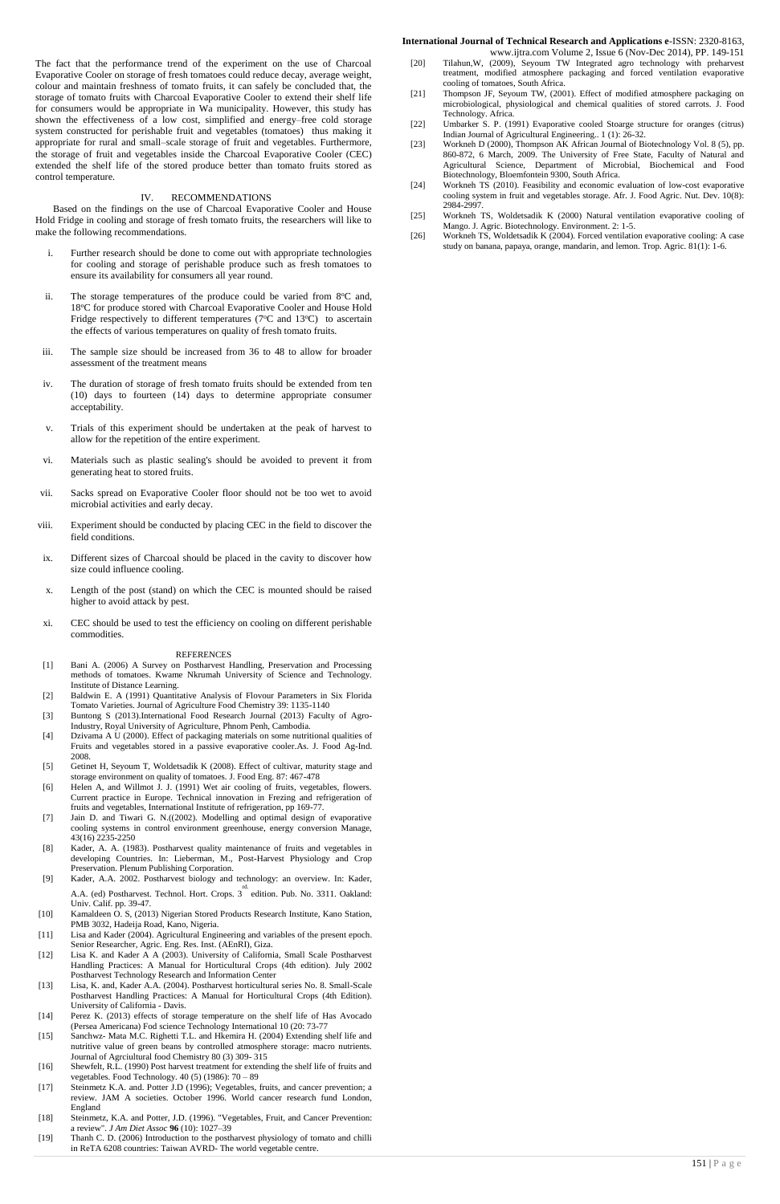The fact that the performance trend of the experiment on the use of Charcoal Evaporative Cooler on storage of fresh tomatoes could reduce decay, average weight, colour and maintain freshness of tomato fruits, it can safely be concluded that, the storage of tomato fruits with Charcoal Evaporative Cooler to extend their shelf life for consumers would be appropriate in Wa municipality. However, this study has shown the effectiveness of a low cost, simplified and energy–free cold storage system constructed for perishable fruit and vegetables (tomatoes) thus making it appropriate for rural and small–scale storage of fruit and vegetables. Furthermore, the storage of fruit and vegetables inside the Charcoal Evaporative Cooler (CEC) extended the shelf life of the stored produce better than tomato fruits stored as control temperature.

## IV. RECOMMENDATIONS

Based on the findings on the use of Charcoal Evaporative Cooler and House Hold Fridge in cooling and storage of fresh tomato fruits, the researchers will like to make the following recommendations.

i. Further research should be done to come out with appropriate technologies for cooling and storage of perishable produce such as fresh tomatoes to ensure its availability for consumers all year round.

ii. The storage temperatures of the produce could be varied from 8°C and, 18°C for produce stored with Charcoal Evaporative Cooler and House Hold Fridge respectively to different temperatures (7°C and 13°C) to ascertain the effects of various temperatures on quality of fresh tomato fruits.

iii. The sample size should be increased from 36 to 48 to allow for broader assessment of the treatment means

iv. The duration of storage of fresh tomato fruits should be extended from ten (10) days to fourteen (14) days to determine appropriate consumer acceptability.

v. Trials of this experiment should be undertaken at the peak of harvest to allow for the repetition of the entire experiment.

vi. Materials such as plastic sealing's should be avoided to prevent it from generating heat to stored fruits.

vii. Sacks spread on Evaporative Cooler floor should not be too wet to avoid microbial activities and early decay.

viii. Experiment should be conducted by placing CEC in the field to discover the field conditions.

ix. Different sizes of Charcoal should be placed in the cavity to discover how size could influence cooling.

x. Length of the post (stand) on which the CEC is mounted should be raised higher to avoid attack by pest.

xi. CEC should be used to test the efficiency on cooling on different perishable commodities.

## REFERENCES

[1] Bani A. (2006) A Survey on Postharvest Handling, Preservation and Processing methods of tomatoes. Kwame Nkrumah University of Science and Technology. Institute of Distance Learning.

[2] Baldwin E. A (1991) Quantitative Analysis of Flovour Parameters in Six Florida Tomato Varieties. Journal of Agriculture Food Chemistry 39: 1135-1140

[3] Buntong S (2013).International Food Research Journal (2013) Faculty of Agro-Industry, Royal University of Agriculture, Phnom Penh, Cambodia.

[4] Dzivama A U (2000). Effect of packaging materials on some nutritional qualities of Fruits and vegetables stored in a passive evaporative cooler.As. J. Food Ag-Ind. 2008.

[5] Getinet H, Seyoum T, Woldetsadik K (2008). Effect of cultivar, maturity stage and storage environment on quality of tomatoes. J. Food Eng. 87: 467-478

[6] Helen A, and Willmot J. J. (1991) Wet air cooling of fruits, vegetables, flowers. Current practice in Europe. Technical innovation in Frezing and refrigeration of fruits and vegetables, International Institute of refrigeration, pp 169-77.

[7] Jain D. and Tiwari G. N.((2002). Modelling and optimal design of evaporative cooling systems in control environment greenhouse, energy conversion Manage, 43(16) 2235-2250

[8] Kader, A. A. (1983). Postharvest quality maintenance of fruits and vegetables in developing Countries. In: Lieberman, M., Post-Harvest Physiology and Crop Preservation. Plenum Publishing Corporation.

[9] Kader, A.A. 2002. Postharvest biology and technology: an overview. In: Kader, A.A. (ed) Postharvest. Technol. Hort. Crops. 3rd edition. Pub. No. 3311. Oakland: Univ. Calif. pp. 39-47.

[10] Kamaldeen O. S, (2013) Nigerian Stored Products Research Institute, Kano Station, PMB 3032, Hadeija Road, Kano, Nigeria.

[11] Lisa and Kader (2004). Agricultural Engineering and variables of the present epoch. Senior Researcher, Agric. Eng. Res. Inst. (AEnRI), Giza.

[12] Lisa K. and Kader A A (2003). University of California, Small Scale Postharvest Handling Practices: A Manual for Horticultural Crops (4th edition). July 2002 Postharvest Technology Research and Information Center

[13] Lisa, K. and, Kader A.A. (2004). Postharvest horticultural series No. 8. Small-Scale Postharvest Handling Practices: A Manual for Horticultural Crops (4th Edition). University of California - Davis.

[14] Perez K. (2013) effects of storage temperature on the shelf life of Has Avocado (Persea Americana) Fod science Technology International 10 (20: 73-77

[15] Sanchwz- Mata M.C. Righetti T.L. and Hkemira H. (2004) Extending shelf life and nutritive value of green beans by controlled atmosphere storage: macro nutrients. Journal of Agrciultural food Chemistry 80 (3) 309- 315

[16] Shewfelt, R.L. (1990) Post harvest treatment for extending the shelf life of fruits and vegetables. Food Technology. 40 (5) (1986): 70 – 89

[17] Steinmetz K.A. and. Potter J.D (1996); Vegetables, fruits, and cancer prevention; a review. JAM A societies. October 1996. World cancer research fund London, England

[18] Steinmetz, K.A. and Potter, J.D. (1996). "Vegetables, Fruit, and Cancer Prevention: a review". *J Am Diet Assoc* **96** (10): 1027–39

[19] Thanh C. D. (2006) Introduction to the postharvest physiology of tomato and chilli in ReTA 6208 countries: Taiwan AVRD- The world vegetable centre.

[20] Tilahun,W, (2009), Seyoum TW Integrated agro technology with preharvest treatment, modified atmosphere packaging and forced ventilation evaporative cooling of tomatoes, South Africa.

[21] Thompson JF, Seyoum TW, (2001). Effect of modified atmosphere packaging on microbiological, physiological and chemical qualities of stored carrots. J. Food Technology. Africa.

[22] Umbarker S. P. (1991) Evaporative cooled Stoarge structure for oranges (citrus) Indian Journal of Agricultural Engineering.. 1 (1): 26-32.

[23] Workneh D (2000), Thompson AK African Journal of Biotechnology Vol. 8 (5), pp. 860-872, 6 March, 2009. The University of Free State, Faculty of Natural and Agricultural Science, Department of Microbial, Biochemical and Food Biotechnology, Bloemfontein 9300, South Africa.

[24] Workneh TS (2010). Feasibility and economic evaluation of low-cost evaporative cooling system in fruit and vegetables storage. Afr. J. Food Agric. Nut. Dev. 10(8): 2984-2997.

[25] Workneh TS, Woldetsadik K (2000) Natural ventilation evaporative cooling of Mango. J. Agric. Biotechnology. Environment. 2: 1-5.

[26] Workneh TS, Woldetsadik K (2004). Forced ventilation evaporative cooling: A case study on banana, papaya, orange, mandarin, and lemon. Trop. Agric. 81(1): 1-6.